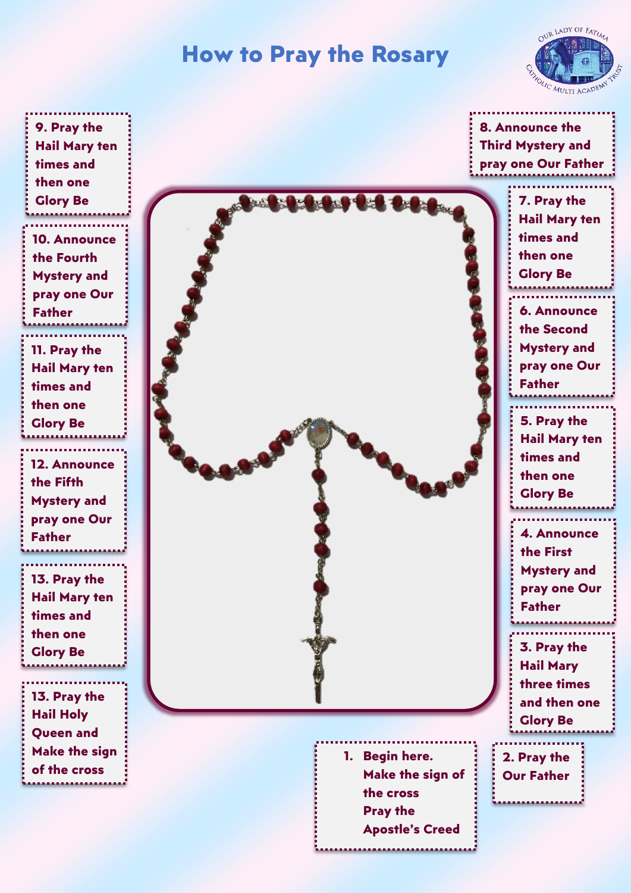# How to Pray the Rosary

1. Begin here. Make the sign of the cross. Pray the Apostle's Creed

2. Pray the Our Father

3. Pray the Hail Mary three times and then one Glory Be

4. Announce the First Mystery and pray one Our Father

5. Pray the Hail Mary ten times and then one Glory Be

6. Announce the Second Mystery and pray one Our Father

7. Pray the Hail Mary ten times and then one Glory Be

8. Announce the Third Mystery and pray one Our Father

9. Pray the Hail Mary ten times and then one Glory Be

10. Announce the Fourth Mystery and pray one Our Father

11. Pray the Hail Mary ten times and then one Glory Be

12. Announce the Fifth Mystery and pray one Our Father

13. Pray the Hail Mary ten times and then one Glory Be

13. Pray the Hail Holy Queen and Make the sign of the cross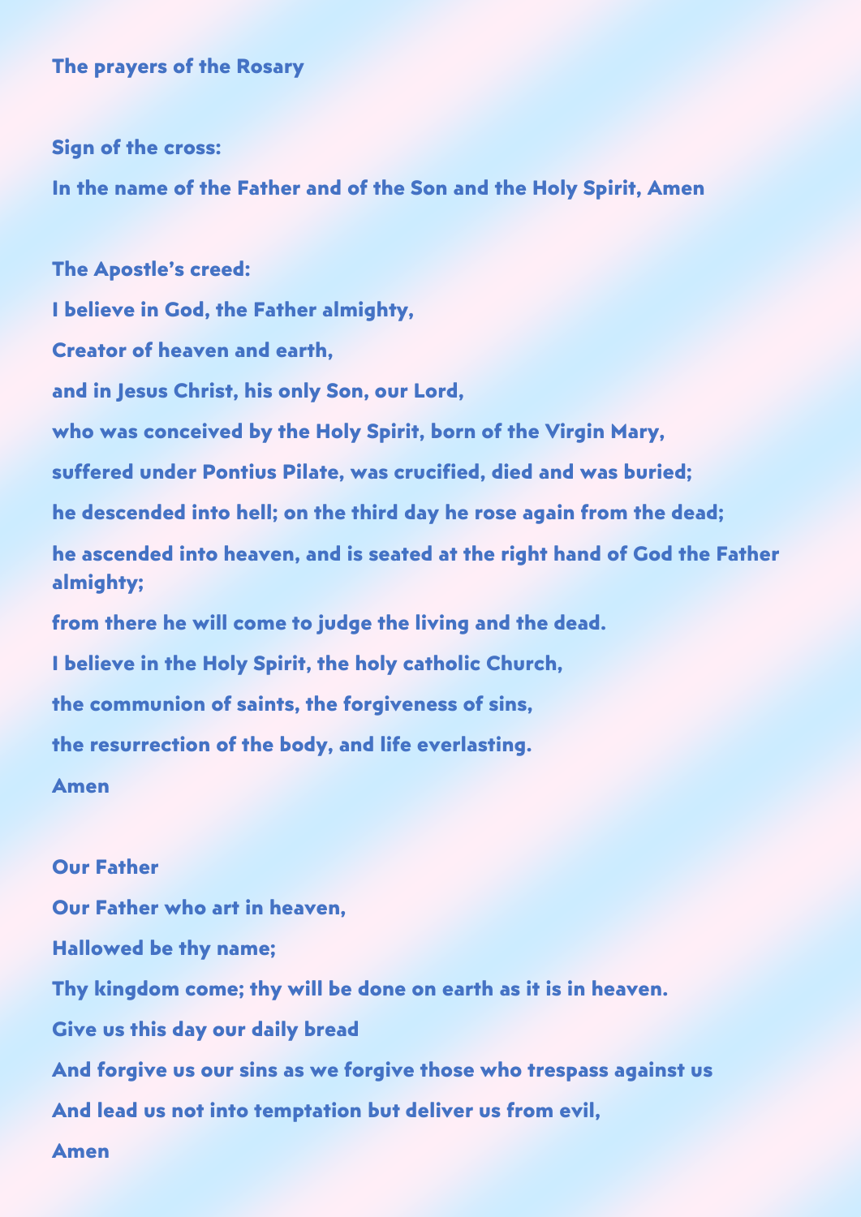**The prayers of the Rosary**

**Sign of the cross:**

**In the name of the Father and of the Son and the Holy Spirit, Amen**

**The Apostle's creed:**

**I believe in God, the Father almighty,**

**Creator of heaven and earth,**

**and in Jesus Christ, his only Son, our Lord,**

**who was conceived by the Holy Spirit, born of the Virgin Mary,**

**suffered under Pontius Pilate, was crucified, died and was buried;**

**he descended into hell; on the third day he rose again from the dead;**

**he ascended into heaven, and is seated at the right hand of God the Father almighty;**

**from there he will come to judge the living and the dead.**

**I believe in the Holy Spirit, the holy catholic Church,**

**the communion of saints, the forgiveness of sins,**

**the resurrection of the body, and life everlasting.**

**Amen**

**Our Father**

**Our Father who art in heaven,**

**Hallowed be thy name;**

**Thy kingdom come; thy will be done on earth as it is in heaven.**

**Give us this day our daily bread**

**And forgive us our sins as we forgive those who trespass against us**

**And lead us not into temptation but deliver us from evil,**

**Amen**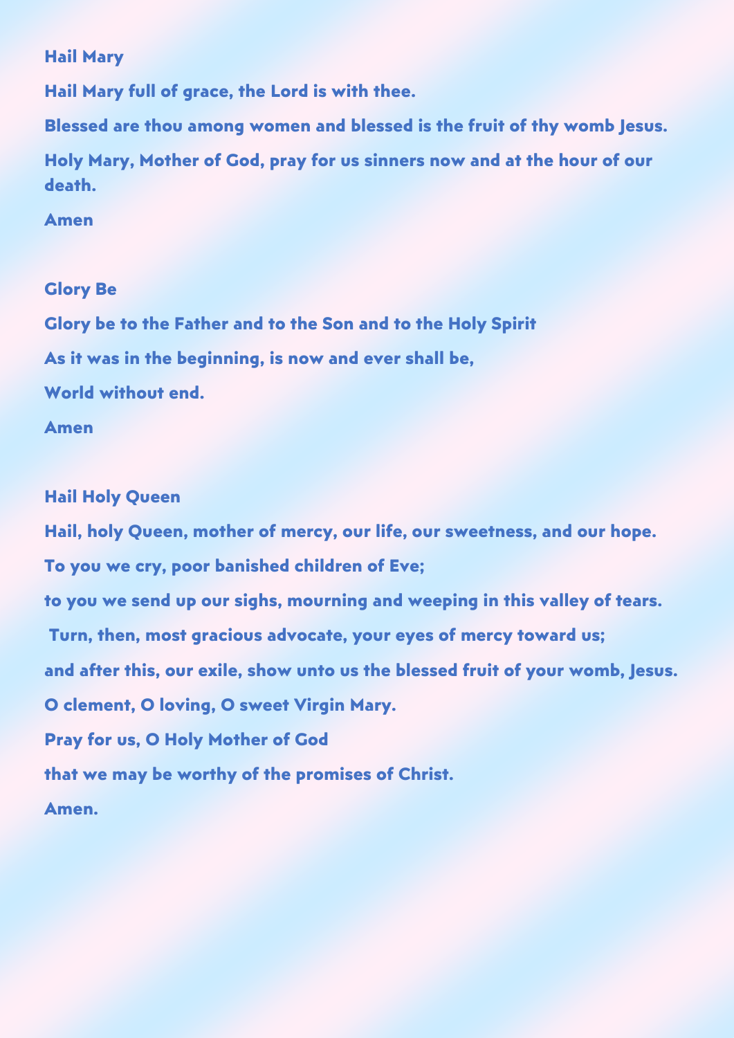## Hail Mary

Hail Mary full of grace, the Lord is with thee.

Blessed are thou among women and blessed is the fruit of thy womb Jesus.

Holy Mary, Mother of God, pray for us sinners now and at the hour of our death.

Amen

## Glory Be

Glory be to the Father and to the Son and to the Holy Spirit

As it was in the beginning, is now and ever shall be,

World without end.

Amen

## Hail Holy Queen

Hail, holy Queen, mother of mercy, our life, our sweetness, and our hope.

To you we cry, poor banished children of Eve;

to you we send up our sighs, mourning and weeping in this valley of tears.

Turn, then, most gracious advocate, your eyes of mercy toward us;

and after this, our exile, show unto us the blessed fruit of your womb, Jesus.

O clement, O loving, O sweet Virgin Mary.

Pray for us, O Holy Mother of God

that we may be worthy of the promises of Christ.

Amen.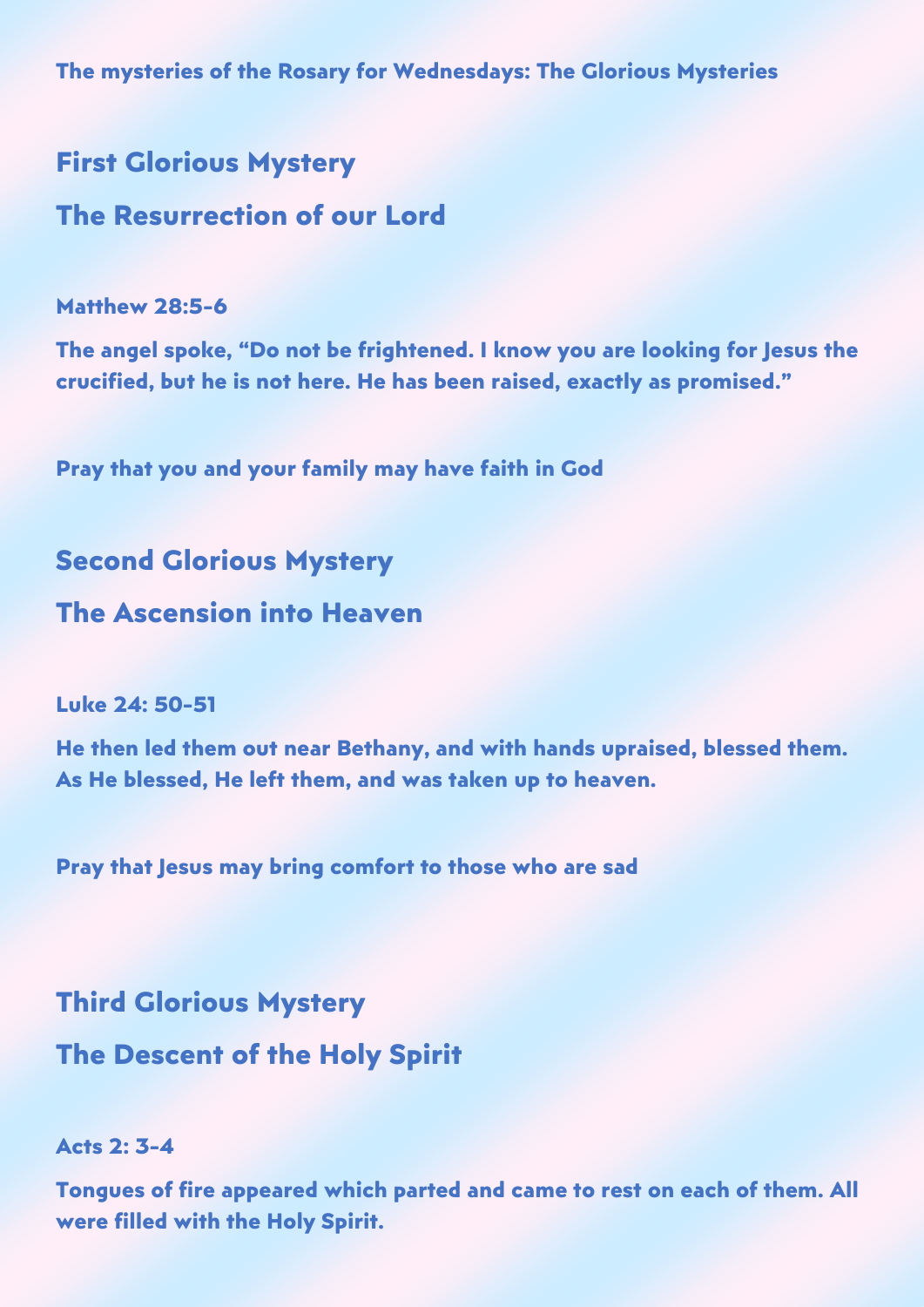**The mysteries of the Rosary for Wednesdays: The Glorious Mysteries**

## First Glorious Mystery

## The Resurrection of our Lord

**Matthew 28:5-6**

**The angel spoke, "Do not be frightened. I know you are looking for Jesus the crucified, but he is not here. He has been raised, exactly as promised."**

**Pray that you and your family may have faith in God**

## Second Glorious Mystery

## The Ascension into Heaven

**Luke 24: 50-51**

**He then led them out near Bethany, and with hands upraised, blessed them. As He blessed, He left them, and was taken up to heaven.**

**Pray that Jesus may bring comfort to those who are sad**

## Third Glorious Mystery

## The Descent of the Holy Spirit

**Acts 2: 3-4**

**Tongues of fire appeared which parted and came to rest on each of them. All were filled with the Holy Spirit.**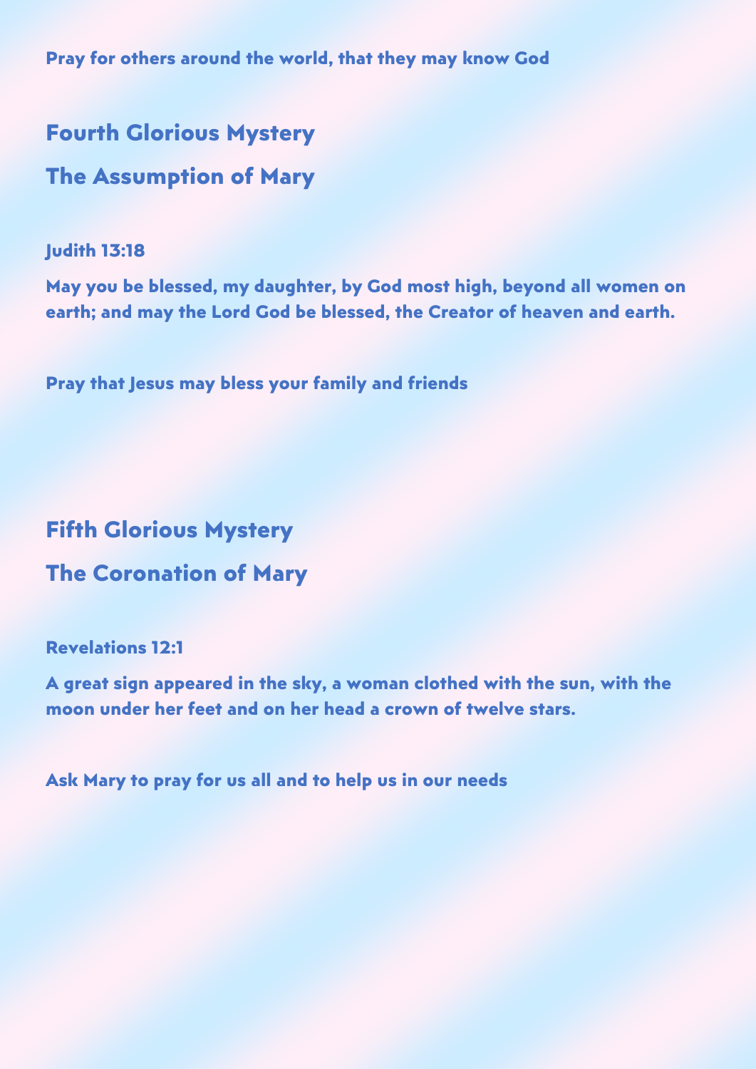**Pray for others around the world, that they may know God**

## Fourth Glorious Mystery

## The Assumption of Mary

**Judith 13:18**

**May you be blessed, my daughter, by God most high, beyond all women on earth; and may the Lord God be blessed, the Creator of heaven and earth.**

**Pray that Jesus may bless your family and friends**

## Fifth Glorious Mystery

## The Coronation of Mary

**Revelations 12:1**

**A great sign appeared in the sky, a woman clothed with the sun, with the moon under her feet and on her head a crown of twelve stars.**

**Ask Mary to pray for us all and to help us in our needs**